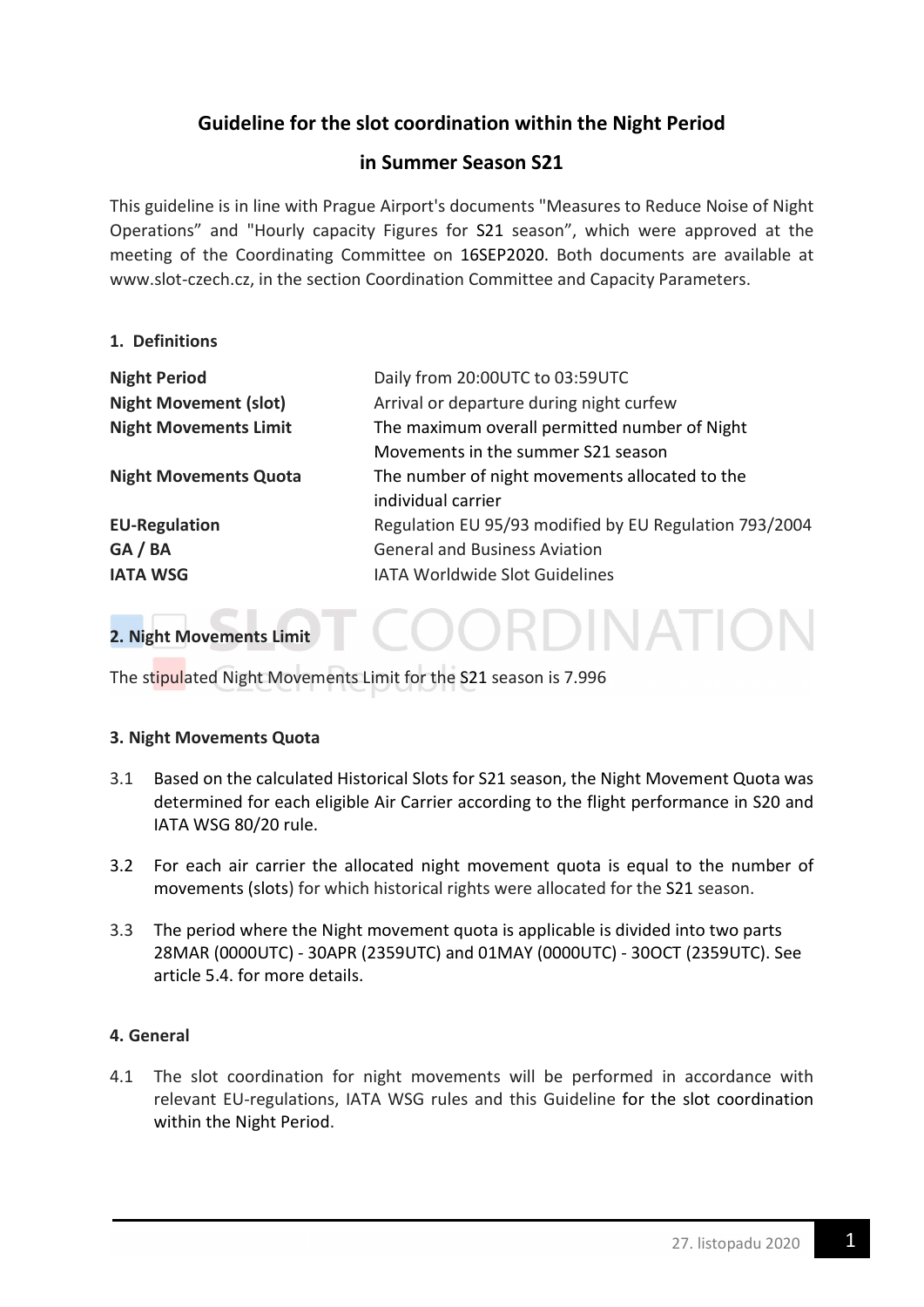# Guideline for the slot coordination within the Night Period

## in Summer Season S21

This guideline is in line with Prague Airport's documents "Measures to Reduce Noise of Night Operations" and "Hourly capacity Figures for S21 season", which were approved at the meeting of the Coordinating Committee on 16SEP2020. Both documents are available at www.slot-czech.cz, in the section Coordination Committee and Capacity Parameters.

### 1. Definitions

| | |
|---|---|
| **Night Period** | Daily from 20:00UTC to 03:59UTC |
| **Night Movement (slot)** | Arrival or departure during night curfew |
| **Night Movements Limit** | The maximum overall permitted number of Night Movements in the summer S21 season |
| **Night Movements Quota** | The number of night movements allocated to the individual carrier |
| **EU-Regulation** | Regulation EU 95/93 modified by EU Regulation 793/2004 |
| **GA / BA** | General and Business Aviation |
| **IATA WSG** | IATA Worldwide Slot Guidelines |

### 2. Night Movements Limit

The stipulated Night Movements Limit for the S21 season is 7.996

### 3. Night Movements Quota

3.1 Based on the calculated Historical Slots for S21 season, the Night Movement Quota was determined for each eligible Air Carrier according to the flight performance in S20 and IATA WSG 80/20 rule.

3.2 For each air carrier the allocated night movement quota is equal to the number of movements (slots) for which historical rights were allocated for the S21 season.

3.3 The period where the Night movement quota is applicable is divided into two parts 28MAR (0000UTC) - 30APR (2359UTC) and 01MAY (0000UTC) - 30OCT (2359UTC). See article 5.4. for more details.

### 4. General

4.1 The slot coordination for night movements will be performed in accordance with relevant EU-regulations, IATA WSG rules and this Guideline for the slot coordination within the Night Period.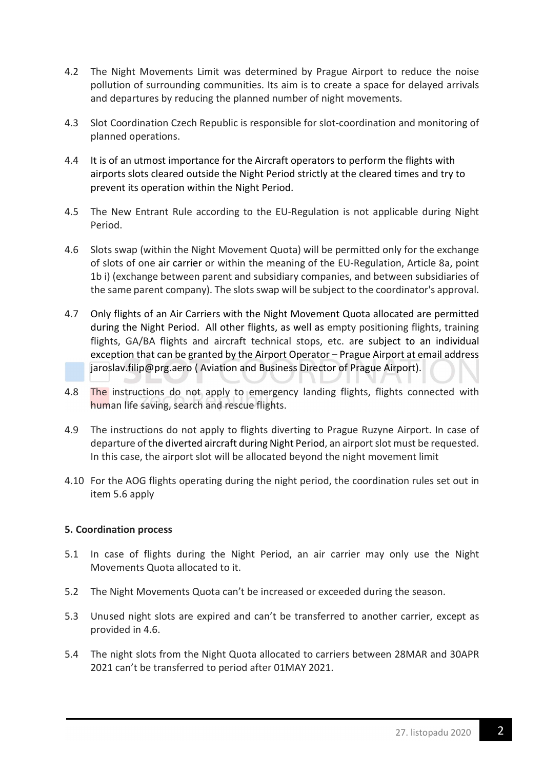4.2 The Night Movements Limit was determined by Prague Airport to reduce the noise pollution of surrounding communities. Its aim is to create a space for delayed arrivals and departures by reducing the planned number of night movements.

4.3 Slot Coordination Czech Republic is responsible for slot-coordination and monitoring of planned operations.

4.4 It is of an utmost importance for the Aircraft operators to perform the flights with airports slots cleared outside the Night Period strictly at the cleared times and try to prevent its operation within the Night Period.

4.5 The New Entrant Rule according to the EU-Regulation is not applicable during Night Period.

4.6 Slots swap (within the Night Movement Quota) will be permitted only for the exchange of slots of one air carrier or within the meaning of the EU-Regulation, Article 8a, point 1b i) (exchange between parent and subsidiary companies, and between subsidiaries of the same parent company). The slots swap will be subject to the coordinator's approval.

4.7 Only flights of an Air Carriers with the Night Movement Quota allocated are permitted during the Night Period. All other flights, as well as empty positioning flights, training flights, GA/BA flights and aircraft technical stops, etc. are subject to an individual exception that can be granted by the Airport Operator – Prague Airport at email address jaroslav.filip@prg.aero ( Aviation and Business Director of Prague Airport).

4.8 The instructions do not apply to emergency landing flights, flights connected with human life saving, search and rescue flights.

4.9 The instructions do not apply to flights diverting to Prague Ruzyne Airport. In case of departure of the diverted aircraft during Night Period, an airport slot must be requested. In this case, the airport slot will be allocated beyond the night movement limit

4.10 For the AOG flights operating during the night period, the coordination rules set out in item 5.6 apply

**5. Coordination process**

5.1 In case of flights during the Night Period, an air carrier may only use the Night Movements Quota allocated to it.

5.2 The Night Movements Quota can't be increased or exceeded during the season.

5.3 Unused night slots are expired and can't be transferred to another carrier, except as provided in 4.6.

5.4 The night slots from the Night Quota allocated to carriers between 28MAR and 30APR 2021 can't be transferred to period after 01MAY 2021.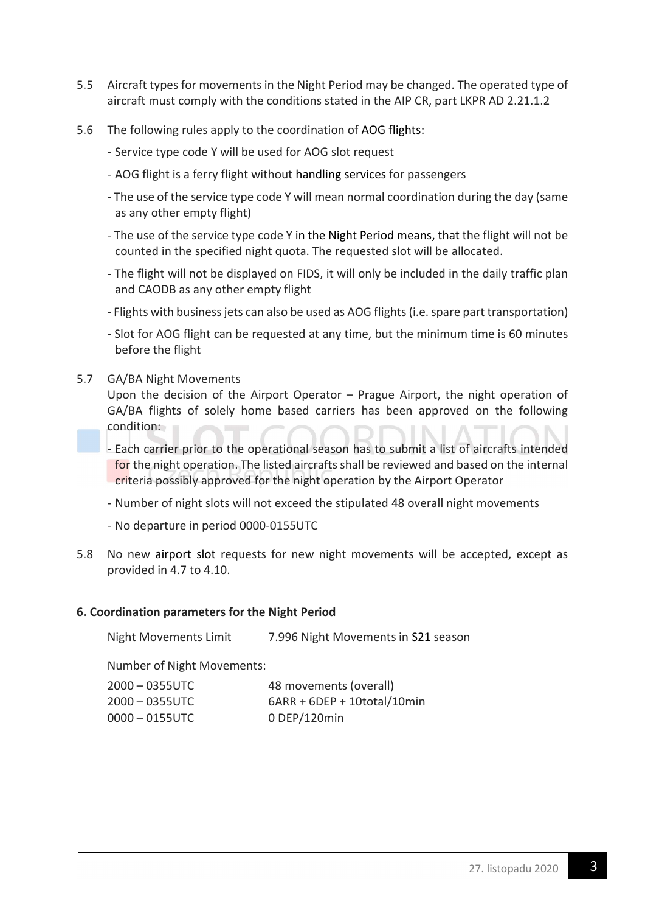5.5 Aircraft types for movements in the Night Period may be changed. The operated type of aircraft must comply with the conditions stated in the AIP CR, part LKPR AD 2.21.1.2

5.6 The following rules apply to the coordination of AOG flights:

- Service type code Y will be used for AOG slot request
- AOG flight is a ferry flight without handling services for passengers
- The use of the service type code Y will mean normal coordination during the day (same as any other empty flight)
- The use of the service type code Y in the Night Period means, that the flight will not be counted in the specified night quota. The requested slot will be allocated.
- The flight will not be displayed on FIDS, it will only be included in the daily traffic plan and CAODB as any other empty flight
- Flights with business jets can also be used as AOG flights (i.e. spare part transportation)
- Slot for AOG flight can be requested at any time, but the minimum time is 60 minutes before the flight

5.7 GA/BA Night Movements
Upon the decision of the Airport Operator – Prague Airport, the night operation of GA/BA flights of solely home based carriers has been approved on the following condition:

- Each carrier prior to the operational season has to submit a list of aircrafts intended for the night operation. The listed aircrafts shall be reviewed and based on the internal criteria possibly approved for the night operation by the Airport Operator
- Number of night slots will not exceed the stipulated 48 overall night movements
- No departure in period 0000-0155UTC

5.8 No new airport slot requests for new night movements will be accepted, except as provided in 4.7 to 4.10.

## 6. Coordination parameters for the Night Period

Night Movements Limit 7.996 Night Movements in S21 season

Number of Night Movements:

| | |
|---|---|
| 2000 – 0355UTC | 48 movements (overall) |
| 2000 – 0355UTC | 6ARR + 6DEP + 10total/10min |
| 0000 – 0155UTC | 0 DEP/120min |